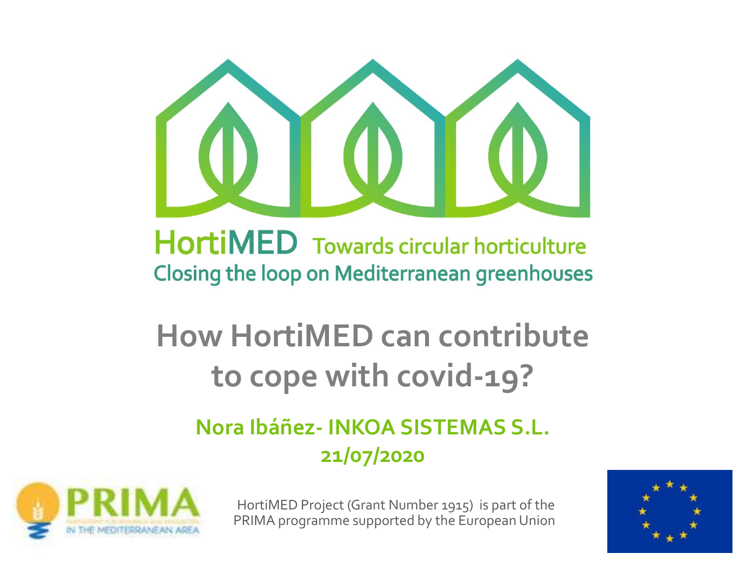HortiMED Towards circular horticulture
Closing the loop on Mediterranean greenhouses

# How HortiMED can contribute to cope with covid-19?

**Nora Ibáñez- INKOA SISTEMAS S.L.**
**21/07/2020**

PRIMA

HortiMED Project (Grant Number 1915) is part of the PRIMA programme supported by the European Union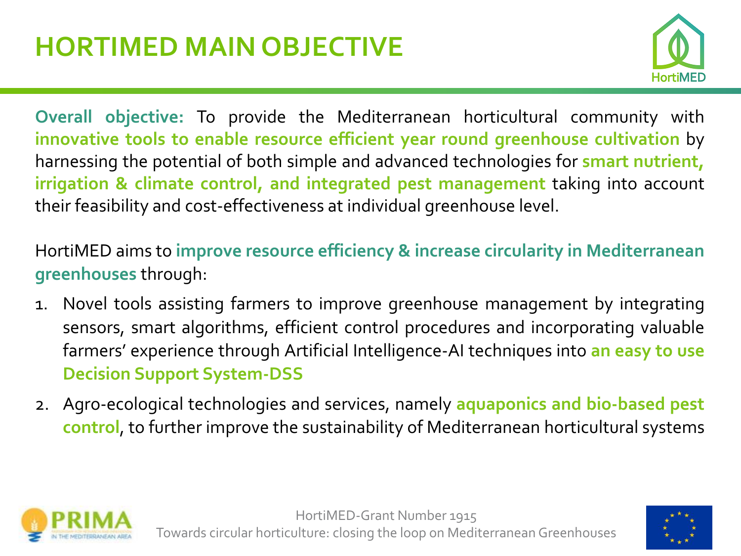# HORTIMED MAIN OBJECTIVE

**Overall objective:** To provide the Mediterranean horticultural community with **innovative tools to enable resource efficient year round greenhouse cultivation** by harnessing the potential of both simple and advanced technologies for **smart nutrient, irrigation & climate control, and integrated pest management** taking into account their feasibility and cost-effectiveness at individual greenhouse level.

HortiMED aims to **improve resource efficiency & increase circularity in Mediterranean greenhouses** through:

1. Novel tools assisting farmers to improve greenhouse management by integrating sensors, smart algorithms, efficient control procedures and incorporating valuable farmers' experience through Artificial Intelligence-AI techniques into **an easy to use Decision Support System-DSS**
2. Agro-ecological technologies and services, namely **aquaponics and bio-based pest control**, to further improve the sustainability of Mediterranean horticultural systems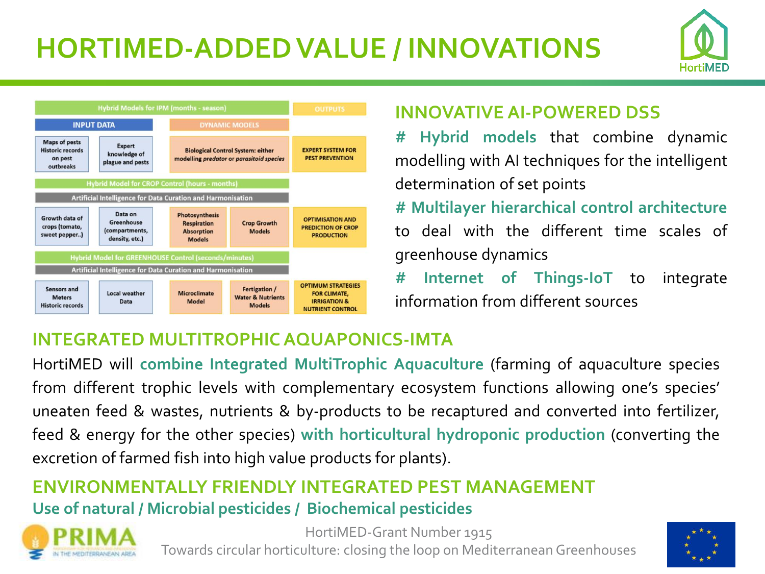# HORTIMED-ADDED VALUE / INNOVATIONS

| Hybrid Models for IPM (months - season) | | | | OUTPUTS |
|---|---|---|---|---|
| INPUT DATA | | DYNAMIC MODELS | | |
| Maps of pests Historic records on pest outbreaks | Expert knowledge of plague and pests | Biological Control System: either modelling *predator* or *parasitoid species* | | EXPERT SYSTEM FOR PEST PREVENTION |
| Hybrid Model for CROP Control (hours - months) | | | | |
| Artificial Intelligence for Data Curation and Harmonisation | | | | |
| Growth data of crops (tomato, sweet pepper..) | Data on Greenhouse (compartments, density, etc.) | Photosynthesis Respiration Absorption Models | Crop Growth Models | OPTIMISATION AND PREDICTION OF CROP PRODUCTION |
| Hybrid Model for GREENHOUSE Control (seconds/minutes) | | | | |
| Artificial Intelligence for Data Curation and Harmonisation | | | | |
| Sensors and Meters Historic records | Local weather Data | Microclimate Model | Fertigation / Water & Nutrients Models | OPTIMUM STRATEGIES FOR CLIMATE, IRRIGATION & NUTRIENT CONTROL |

## INNOVATIVE AI-POWERED DSS

# **Hybrid models** that combine dynamic modelling with AI techniques for the intelligent determination of set points

# **Multilayer hierarchical control architecture** to deal with the different time scales of greenhouse dynamics

# **Internet of Things-IoT** to integrate information from different sources

## INTEGRATED MULTITROPHIC AQUAPONICS-IMTA

HortiMED will **combine Integrated MultiTrophic Aquaculture** (farming of aquaculture species from different trophic levels with complementary ecosystem functions allowing one's species' uneaten feed & wastes, nutrients & by-products to be recaptured and converted into fertilizer, feed & energy for the other species) **with horticultural hydroponic production** (converting the excretion of farmed fish into high value products for plants).

## ENVIRONMENTALLY FRIENDLY INTEGRATED PEST MANAGEMENT

### Use of natural / Microbial pesticides / Biochemical pesticides

HortiMED-Grant Number 1915

Towards circular horticulture: closing the loop on Mediterranean Greenhouses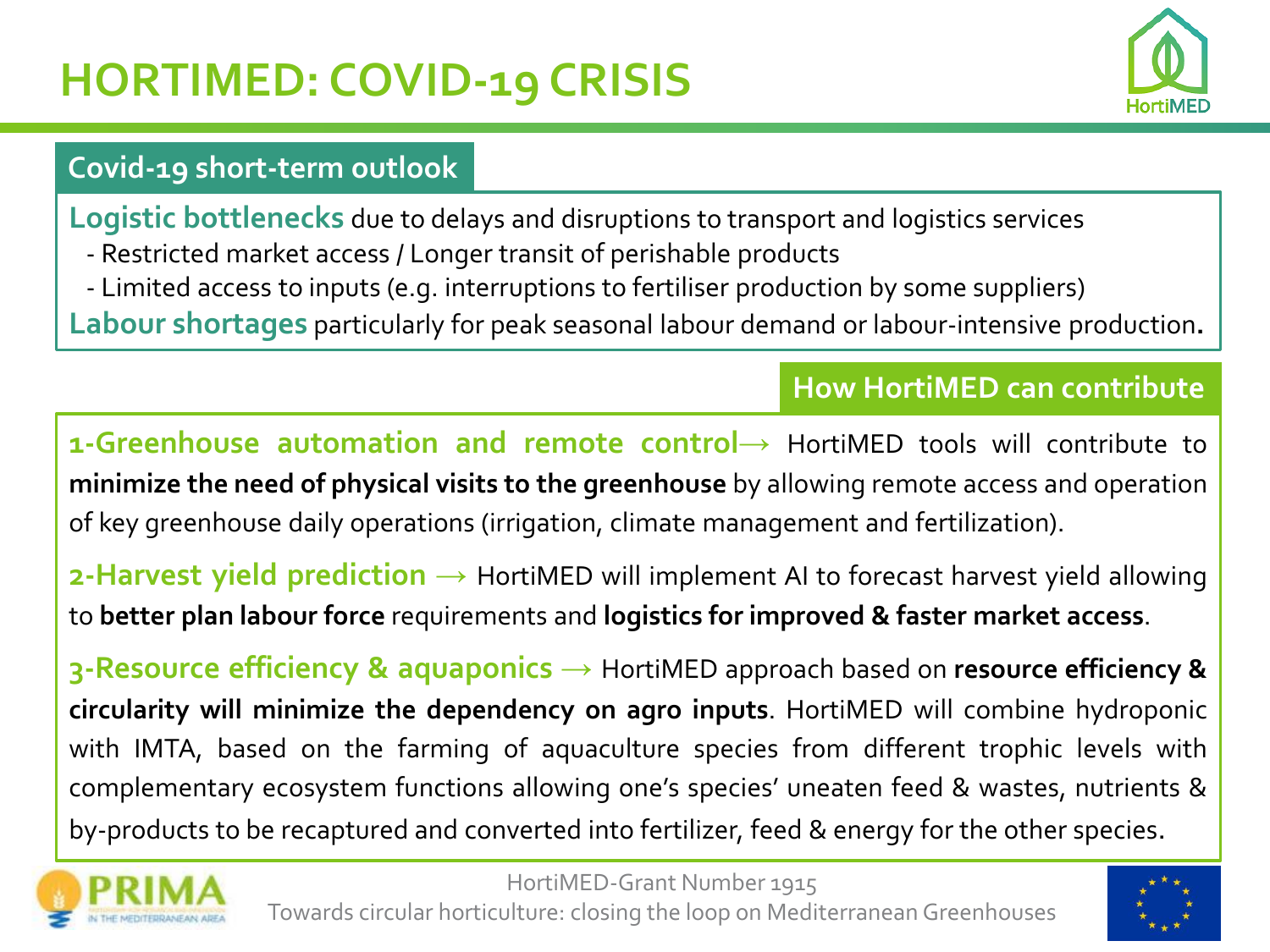# HORTIMED: COVID-19 CRISIS

## Covid-19 short-term outlook

**Logistic bottlenecks** due to delays and disruptions to transport and logistics services

- Restricted market access / Longer transit of perishable products
- Limited access to inputs (e.g. interruptions to fertiliser production by some suppliers)

**Labour shortages** particularly for peak seasonal labour demand or labour-intensive production.

## How HortiMED can contribute

**1-Greenhouse automation and remote control**→ HortiMED tools will contribute to **minimize the need of physical visits to the greenhouse** by allowing remote access and operation of key greenhouse daily operations (irrigation, climate management and fertilization).

**2-Harvest yield prediction** → HortiMED will implement AI to forecast harvest yield allowing to **better plan labour force** requirements and **logistics for improved & faster market access**.

**3-Resource efficiency & aquaponics** → HortiMED approach based on **resource efficiency & circularity will minimize the dependency on agro inputs**. HortiMED will combine hydroponic with IMTA, based on the farming of aquaculture species from different trophic levels with complementary ecosystem functions allowing one's species' uneaten feed & wastes, nutrients & by-products to be recaptured and converted into fertilizer, feed & energy for the other species.

HortiMED-Grant Number 1915

Towards circular horticulture: closing the loop on Mediterranean Greenhouses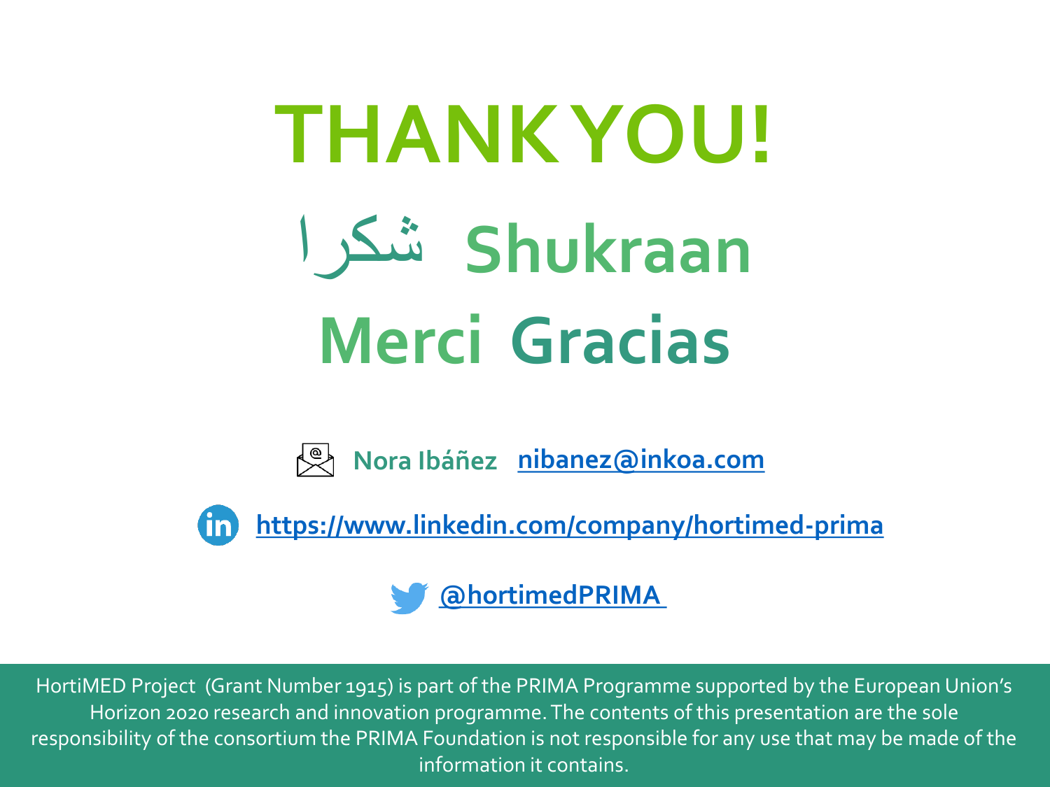# THANK YOU!

## شكرا Shukraan

## Merci Gracias

**Nora Ibáñez** **nibanez@inkoa.com**

**https://www.linkedin.com/company/hortimed-prima**

**@hortimedPRIMA**

HortiMED Project (Grant Number 1915) is part of the PRIMA Programme supported by the European Union's Horizon 2020 research and innovation programme. The contents of this presentation are the sole responsibility of the consortium the PRIMA Foundation is not responsible for any use that may be made of the information it contains.